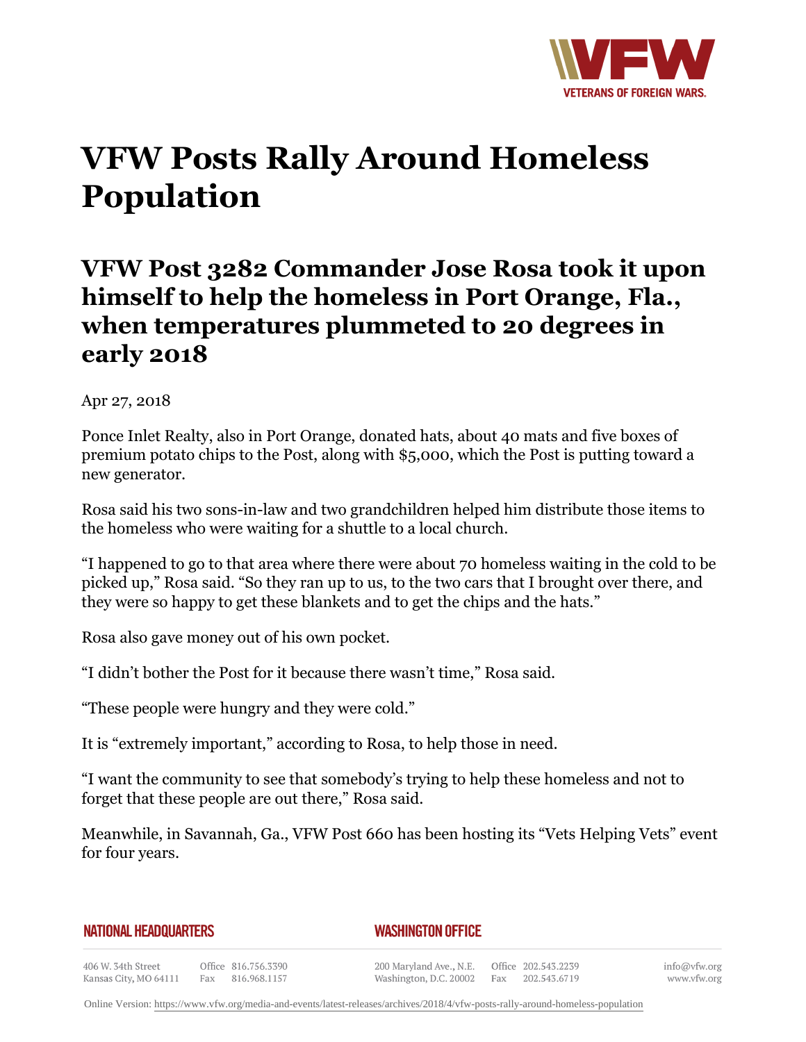# VFW Posts Rally Around Homeless Population

## VFW Post 3282 Commander Jose Rosa took it upon himself to help the homeless in Port Orange, Fla., when temperatures plummeted to 20 degrees in early 2018

Apr 27, 2018

Ponce Inlet Realty, also in Port Orange, donated hats, about 40 mats and five boxes of premium potato chips to the Post, along with $5,000, which the Post is putting toward a new generator.

Rosa said his two sons-in-law and two grandchildren helped him distribute those items to the homeless who were waiting for a shuttle to a local church.

"I happened to go to that area where there were about 70 homeless waiting in the cold to be picked up," Rosa said. "So they ran up to us, to the two cars that I brought over there, and they were so happy to get these blankets and to get the chips and the hats."

Rosa also gave money out of his own pocket.

"I didn't bother the Post for it because there wasn't time," Rosa said.

"These people were hungry and they were cold."

It is "extremely important," according to Rosa, to help those in need.

"I want the community to see that somebody's trying to help these homeless and not to forget that these people are out there," Rosa said.

Meanwhile, in Savannah, Ga., VFW Post 660 has been hosting its "Vets Helping Vets" event for four years.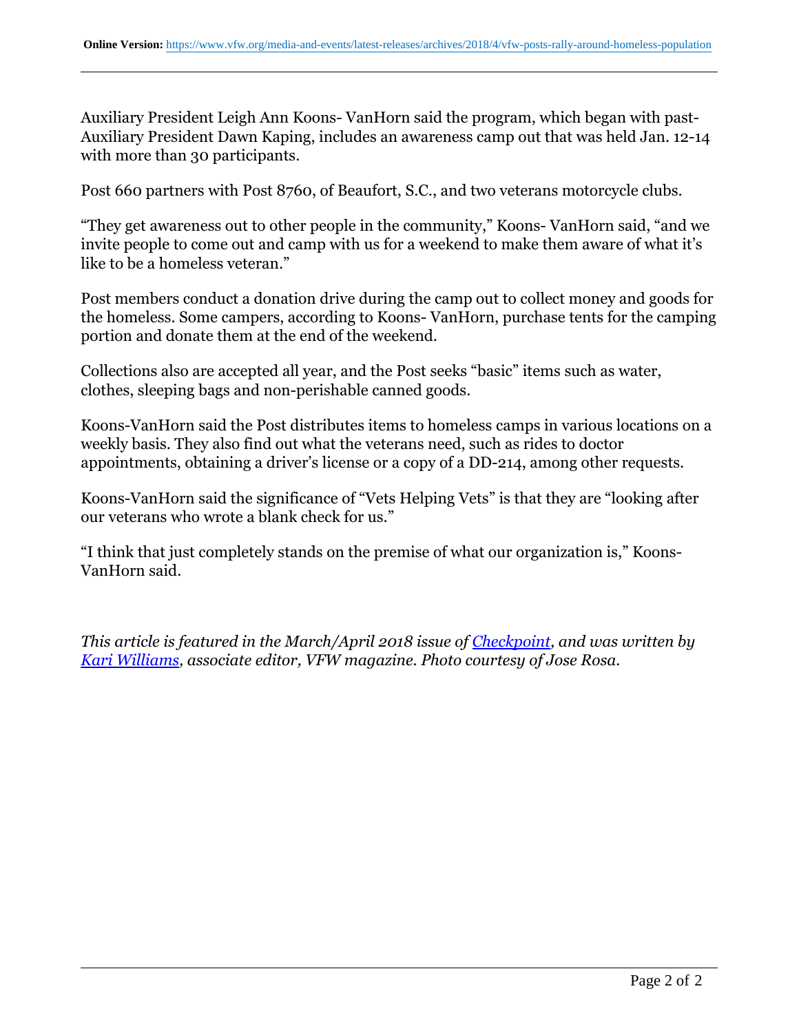Auxiliary President Leigh Ann Koons- VanHorn said the program, which began with past-Auxiliary President Dawn Kaping, includes an awareness camp out that was held Jan. 12-14 with more than 30 participants.

Post 660 partners with Post 8760, of Beaufort, S.C., and two veterans motorcycle clubs.

“They get awareness out to other people in the community,” Koons- VanHorn said, “and we invite people to come out and camp with us for a weekend to make them aware of what it’s like to be a homeless veteran.”

Post members conduct a donation drive during the camp out to collect money and goods for the homeless. Some campers, according to Koons- VanHorn, purchase tents for the camping portion and donate them at the end of the weekend.

Collections also are accepted all year, and the Post seeks “basic” items such as water, clothes, sleeping bags and non-perishable canned goods.

Koons-VanHorn said the Post distributes items to homeless camps in various locations on a weekly basis. They also find out what the veterans need, such as rides to doctor appointments, obtaining a driver’s license or a copy of a DD-214, among other requests.

Koons-VanHorn said the significance of “Vets Helping Vets” is that they are “looking after our veterans who wrote a blank check for us.”

“I think that just completely stands on the premise of what our organization is,” Koons-VanHorn said.

*This article is featured in the March/April 2018 issue of [Checkpoint](), and was written by [Kari Williams](), associate editor, VFW magazine. Photo courtesy of Jose Rosa.*